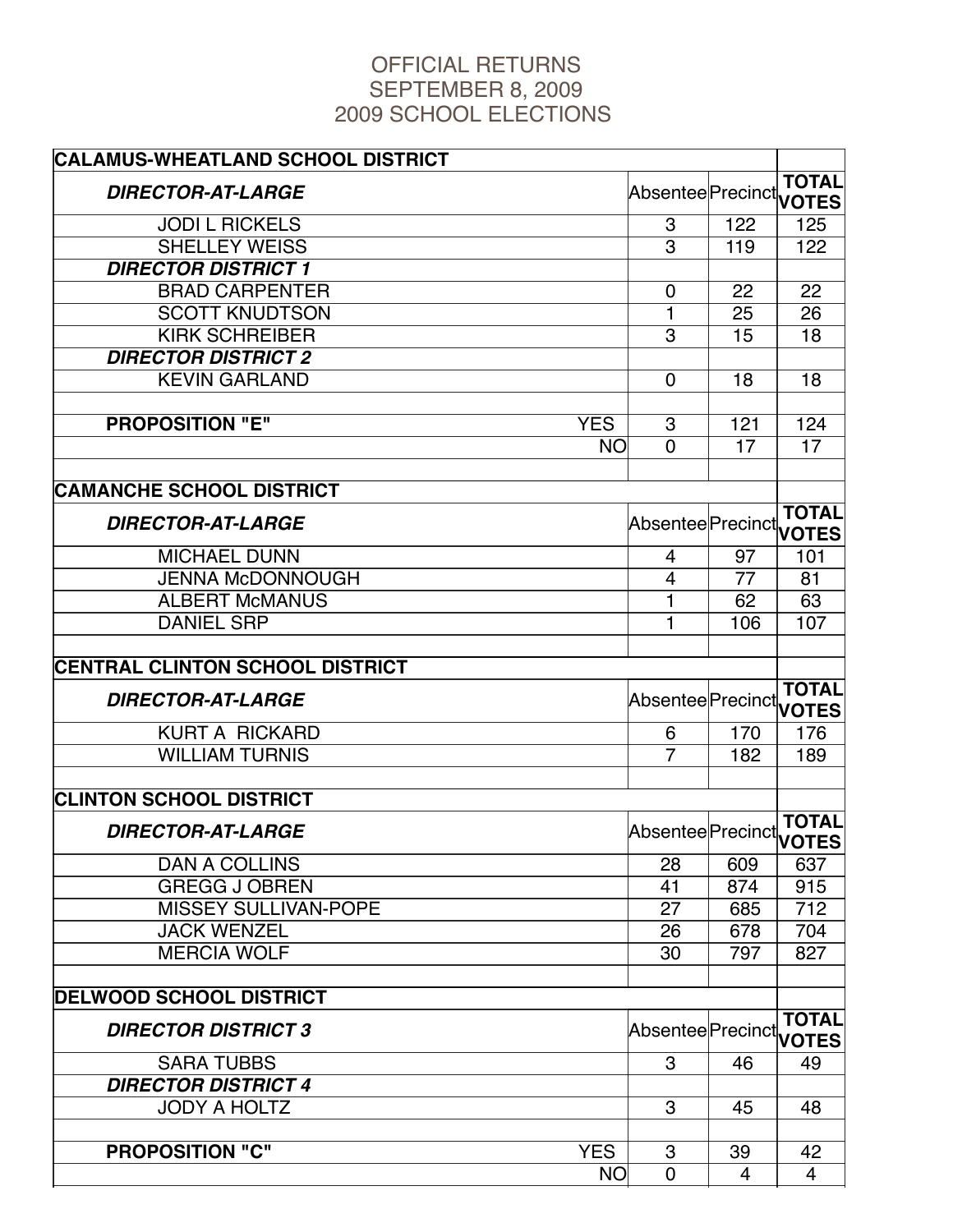# OFFICIAL RETURNS
# SEPTEMBER 8, 2009
# 2009 SCHOOL ELECTIONS

| CALAMUS-WHEATLAND SCHOOL DISTRICT | | | | |
|---|---|---|---|---|
| ***DIRECTOR-AT-LARGE*** | | Absentee | Precinct | **TOTAL VOTES** |
| JODI L RICKELS | | 3 | 122 | 125 |
| SHELLEY WEISS | | 3 | 119 | 122 |
| ***DIRECTOR DISTRICT 1*** | | | | |
| BRAD CARPENTER | | 0 | 22 | 22 |
| SCOTT KNUDTSON | | 1 | 25 | 26 |
| KIRK SCHREIBER | | 3 | 15 | 18 |
| ***DIRECTOR DISTRICT 2*** | | | | |
| KEVIN GARLAND | | 0 | 18 | 18 |
| | | | | |
| **PROPOSITION "E"** | YES | 3 | 121 | 124 |
| | NO | 0 | 17 | 17 |
| | | | | |
| **CAMANCHE SCHOOL DISTRICT** | | | | |
| ***DIRECTOR-AT-LARGE*** | | Absentee | Precinct | **TOTAL VOTES** |
| MICHAEL DUNN | | 4 | 97 | 101 |
| JENNA McDONNOUGH | | 4 | 77 | 81 |
| ALBERT McMANUS | | 1 | 62 | 63 |
| DANIEL SRP | | 1 | 106 | 107 |
| | | | | |
| **CENTRAL CLINTON SCHOOL DISTRICT** | | | | |
| ***DIRECTOR-AT-LARGE*** | | Absentee | Precinct | **TOTAL VOTES** |
| KURT A RICKARD | | 6 | 170 | 176 |
| WILLIAM TURNIS | | 7 | 182 | 189 |
| | | | | |
| **CLINTON SCHOOL DISTRICT** | | | | |
| ***DIRECTOR-AT-LARGE*** | | Absentee | Precinct | **TOTAL VOTES** |
| DAN A COLLINS | | 28 | 609 | 637 |
| GREGG J OBREN | | 41 | 874 | 915 |
| MISSEY SULLIVAN-POPE | | 27 | 685 | 712 |
| JACK WENZEL | | 26 | 678 | 704 |
| MERCIA WOLF | | 30 | 797 | 827 |
| | | | | |
| **DELWOOD SCHOOL DISTRICT** | | | | |
| ***DIRECTOR DISTRICT 3*** | | Absentee | Precinct | **TOTAL VOTES** |
| SARA TUBBS | | 3 | 46 | 49 |
| ***DIRECTOR DISTRICT 4*** | | | | |
| JODY A HOLTZ | | 3 | 45 | 48 |
| | | | | |
| **PROPOSITION "C"** | YES | 3 | 39 | 42 |
| | NO | 0 | 4 | 4 |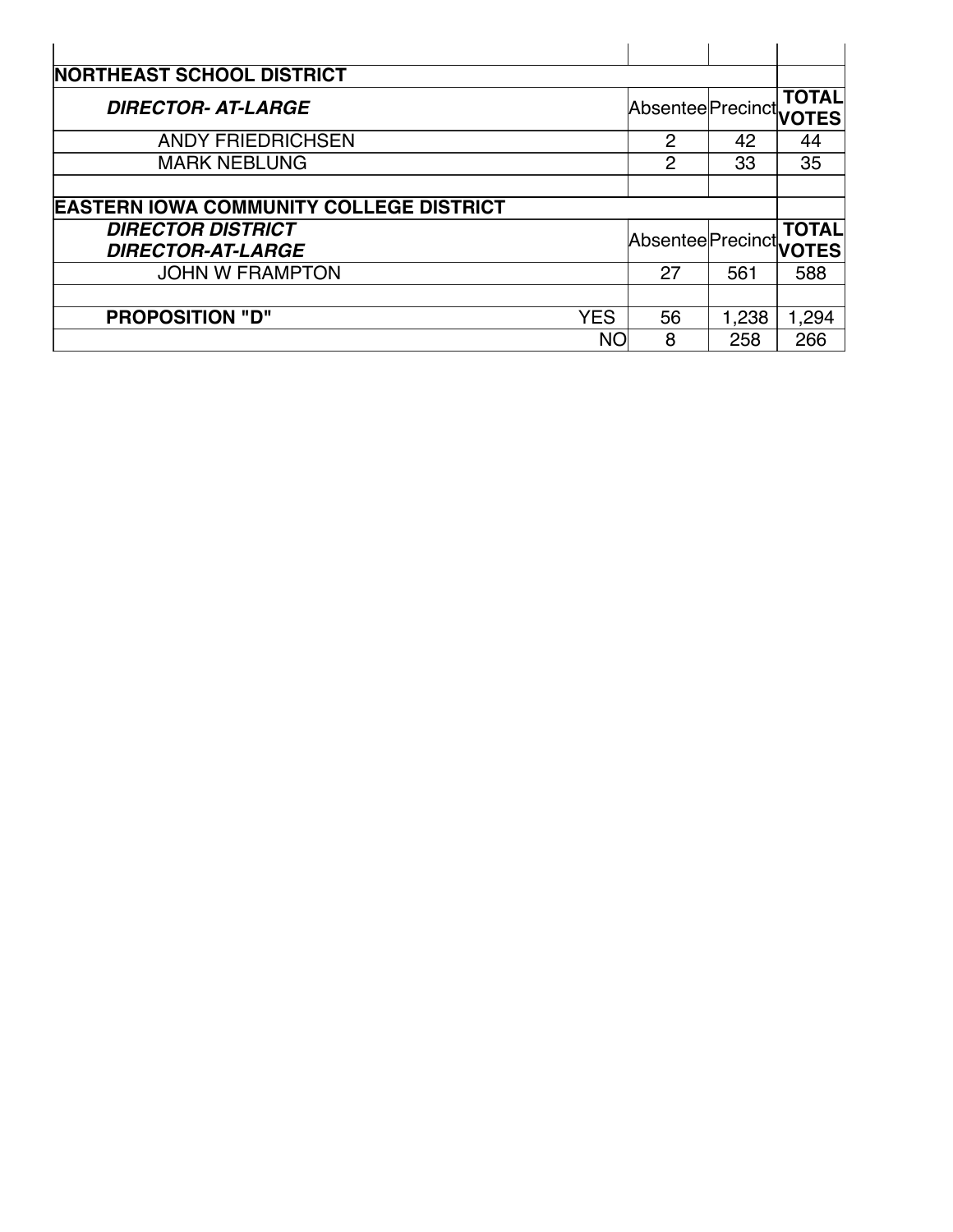| | | | |
|---|---|---|---|
| **NORTHEAST SCHOOL DISTRICT** | | | |
| ***DIRECTOR- AT-LARGE*** | Absentee | Precinct | **TOTAL VOTES** |
| ANDY FRIEDRICHSEN | 2 | 42 | 44 |
| MARK NEBLUNG | 2 | 33 | 35 |
| | | | |
| **EASTERN IOWA COMMUNITY COLLEGE DISTRICT** | | | |
| ***DIRECTOR DISTRICT*** ***DIRECTOR-AT-LARGE*** | Absentee | Precinct | **TOTAL VOTES** |
| JOHN W FRAMPTON | 27 | 561 | 588 |
| | | | |
| **PROPOSITION "D"** YES | 56 | 1,238 | 1,294 |
| NO | 8 | 258 | 266 |